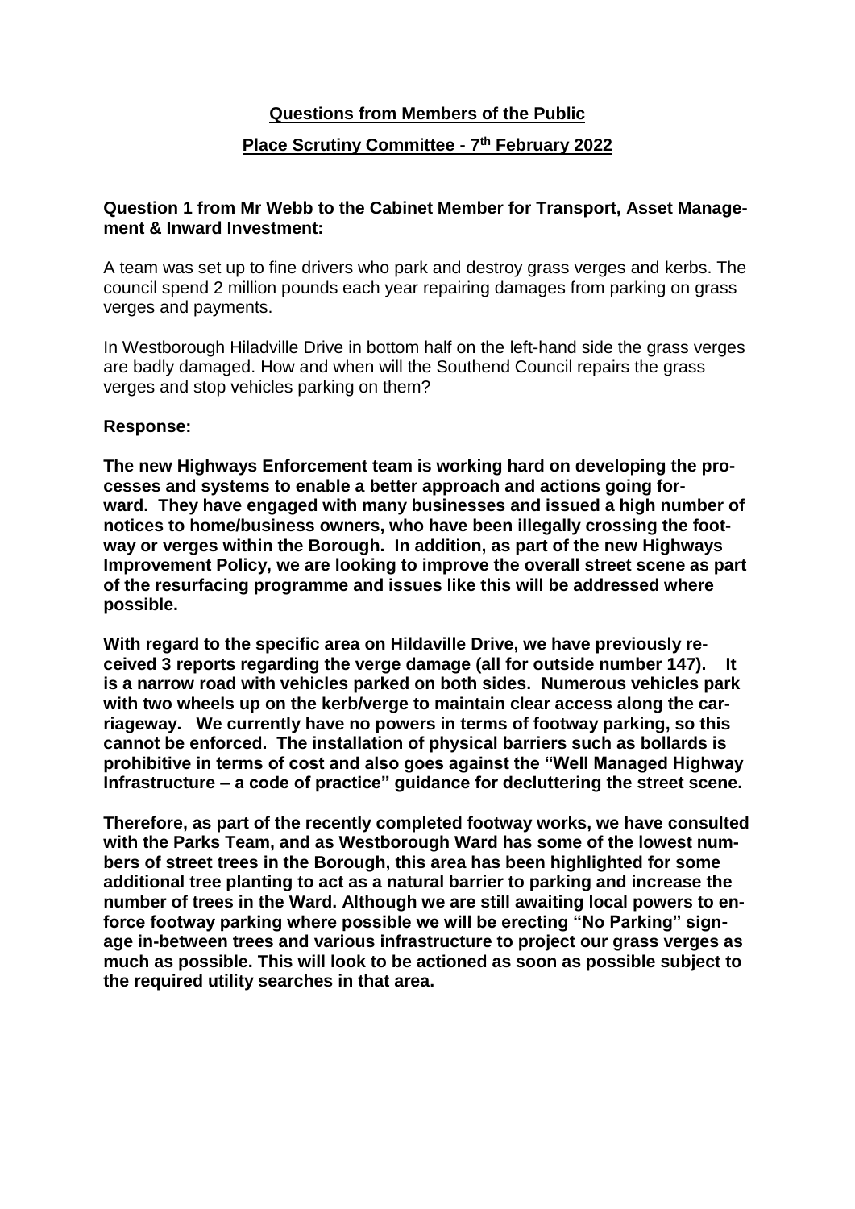**Questions from Members of the Public**

**Place Scrutiny Committee - 7th February 2022**

**Question 1 from Mr Webb to the Cabinet Member for Transport, Asset Management & Inward Investment:**

A team was set up to fine drivers who park and destroy grass verges and kerbs. The council spend 2 million pounds each year repairing damages from parking on grass verges and payments.

In Westborough Hiladville Drive in bottom half on the left-hand side the grass verges are badly damaged. How and when will the Southend Council repairs the grass verges and stop vehicles parking on them?

**Response:**

**The new Highways Enforcement team is working hard on developing the processes and systems to enable a better approach and actions going forward. They have engaged with many businesses and issued a high number of notices to home/business owners, who have been illegally crossing the footway or verges within the Borough. In addition, as part of the new Highways Improvement Policy, we are looking to improve the overall street scene as part of the resurfacing programme and issues like this will be addressed where possible.**

**With regard to the specific area on Hildaville Drive, we have previously received 3 reports regarding the verge damage (all for outside number 147). It is a narrow road with vehicles parked on both sides. Numerous vehicles park with two wheels up on the kerb/verge to maintain clear access along the carriageway. We currently have no powers in terms of footway parking, so this cannot be enforced. The installation of physical barriers such as bollards is prohibitive in terms of cost and also goes against the "Well Managed Highway Infrastructure – a code of practice" guidance for decluttering the street scene.**

**Therefore, as part of the recently completed footway works, we have consulted with the Parks Team, and as Westborough Ward has some of the lowest numbers of street trees in the Borough, this area has been highlighted for some additional tree planting to act as a natural barrier to parking and increase the number of trees in the Ward. Although we are still awaiting local powers to enforce footway parking where possible we will be erecting "No Parking" signage in-between trees and various infrastructure to project our grass verges as much as possible. This will look to be actioned as soon as possible subject to the required utility searches in that area.**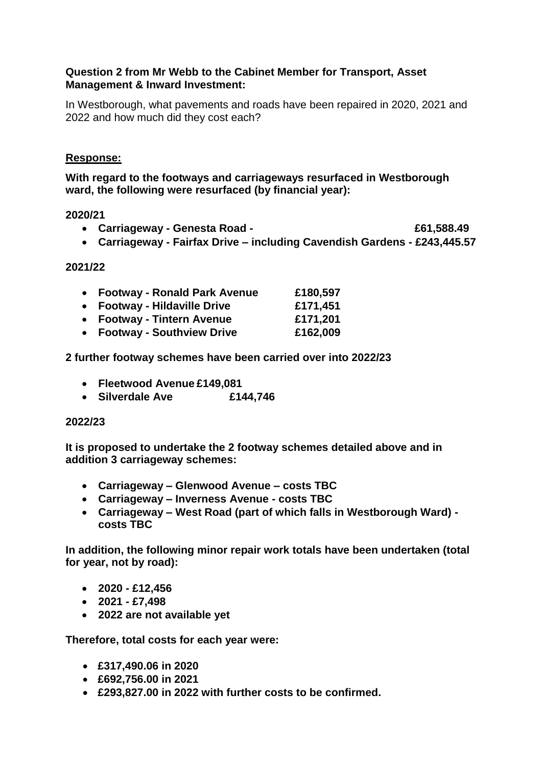**Question 2 from Mr Webb to the Cabinet Member for Transport, Asset Management & Inward Investment:**

In Westborough, what pavements and roads have been repaired in 2020, 2021 and 2022 and how much did they cost each?

**Response:**

**With regard to the footways and carriageways resurfaced in Westborough ward, the following were resurfaced (by financial year):**

**2020/21**

- **Carriageway - Genesta Road - £61,588.49**
- **Carriageway - Fairfax Drive – including Cavendish Gardens - £243,445.57**

**2021/22**

- **Footway - Ronald Park Avenue £180,597**
- **Footway - Hildaville Drive £171,451**
- **Footway - Tintern Avenue £171,201**
- **Footway - Southview Drive £162,009**

**2 further footway schemes have been carried over into 2022/23**

- **Fleetwood Avenue £149,081**
- **Silverdale Ave £144,746**

**2022/23**

**It is proposed to undertake the 2 footway schemes detailed above and in addition 3 carriageway schemes:**

- **Carriageway – Glenwood Avenue – costs TBC**
- **Carriageway – Inverness Avenue - costs TBC**
- **Carriageway – West Road (part of which falls in Westborough Ward) - costs TBC**

**In addition, the following minor repair work totals have been undertaken (total for year, not by road):**

- **2020 - £12,456**
- **2021 - £7,498**
- **2022 are not available yet**

**Therefore, total costs for each year were:**

- **£317,490.06 in 2020**
- **£692,756.00 in 2021**
- **£293,827.00 in 2022 with further costs to be confirmed.**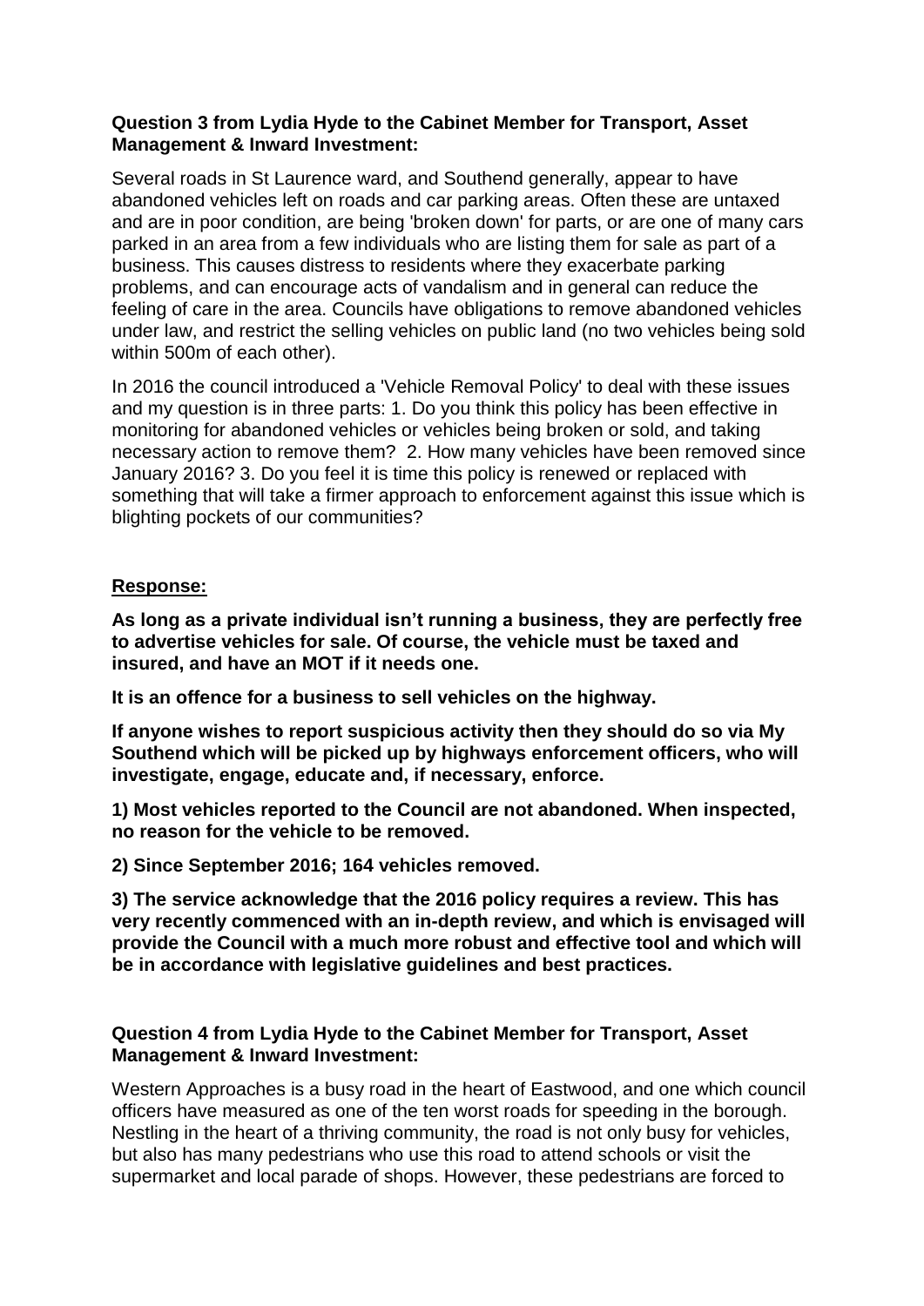**Question 3 from Lydia Hyde to the Cabinet Member for Transport, Asset Management & Inward Investment:**

Several roads in St Laurence ward, and Southend generally, appear to have abandoned vehicles left on roads and car parking areas. Often these are untaxed and are in poor condition, are being 'broken down' for parts, or are one of many cars parked in an area from a few individuals who are listing them for sale as part of a business. This causes distress to residents where they exacerbate parking problems, and can encourage acts of vandalism and in general can reduce the feeling of care in the area. Councils have obligations to remove abandoned vehicles under law, and restrict the selling vehicles on public land (no two vehicles being sold within 500m of each other).

In 2016 the council introduced a 'Vehicle Removal Policy' to deal with these issues and my question is in three parts: 1. Do you think this policy has been effective in monitoring for abandoned vehicles or vehicles being broken or sold, and taking necessary action to remove them? 2. How many vehicles have been removed since January 2016? 3. Do you feel it is time this policy is renewed or replaced with something that will take a firmer approach to enforcement against this issue which is blighting pockets of our communities?

**Response:**

**As long as a private individual isn't running a business, they are perfectly free to advertise vehicles for sale. Of course, the vehicle must be taxed and insured, and have an MOT if it needs one.**

**It is an offence for a business to sell vehicles on the highway.**

**If anyone wishes to report suspicious activity then they should do so via My Southend which will be picked up by highways enforcement officers, who will investigate, engage, educate and, if necessary, enforce.**

**1) Most vehicles reported to the Council are not abandoned. When inspected, no reason for the vehicle to be removed.**

**2) Since September 2016; 164 vehicles removed.**

**3) The service acknowledge that the 2016 policy requires a review. This has very recently commenced with an in-depth review, and which is envisaged will provide the Council with a much more robust and effective tool and which will be in accordance with legislative guidelines and best practices.**

**Question 4 from Lydia Hyde to the Cabinet Member for Transport, Asset Management & Inward Investment:**

Western Approaches is a busy road in the heart of Eastwood, and one which council officers have measured as one of the ten worst roads for speeding in the borough. Nestling in the heart of a thriving community, the road is not only busy for vehicles, but also has many pedestrians who use this road to attend schools or visit the supermarket and local parade of shops. However, these pedestrians are forced to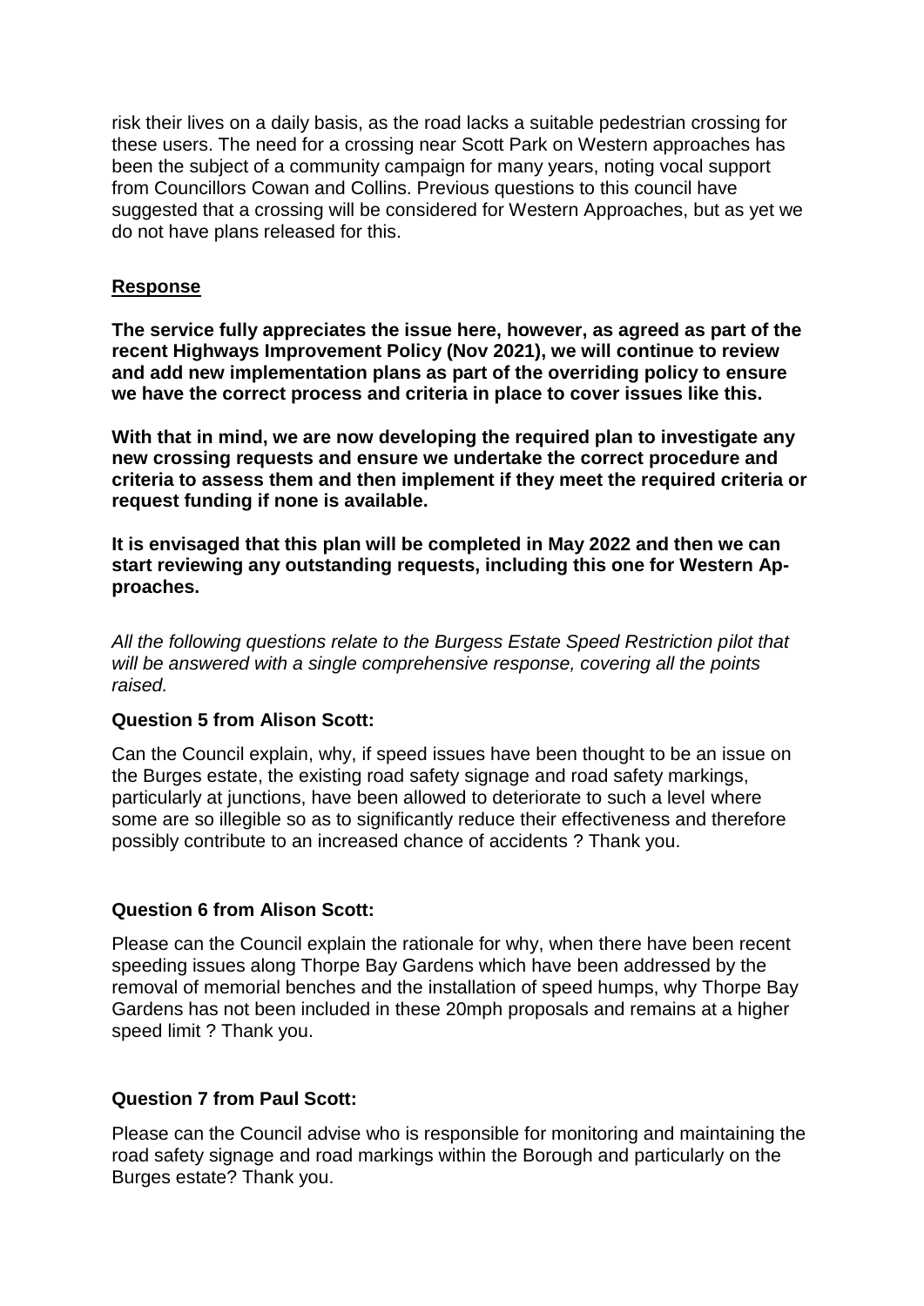risk their lives on a daily basis, as the road lacks a suitable pedestrian crossing for these users. The need for a crossing near Scott Park on Western approaches has been the subject of a community campaign for many years, noting vocal support from Councillors Cowan and Collins. Previous questions to this council have suggested that a crossing will be considered for Western Approaches, but as yet we do not have plans released for this.

**Response**

**The service fully appreciates the issue here, however, as agreed as part of the recent Highways Improvement Policy (Nov 2021), we will continue to review and add new implementation plans as part of the overriding policy to ensure we have the correct process and criteria in place to cover issues like this.**

**With that in mind, we are now developing the required plan to investigate any new crossing requests and ensure we undertake the correct procedure and criteria to assess them and then implement if they meet the required criteria or request funding if none is available.**

**It is envisaged that this plan will be completed in May 2022 and then we can start reviewing any outstanding requests, including this one for Western Approaches.**

*All the following questions relate to the Burgess Estate Speed Restriction pilot that will be answered with a single comprehensive response, covering all the points raised.*

**Question 5 from Alison Scott:**

Can the Council explain, why, if speed issues have been thought to be an issue on the Burges estate, the existing road safety signage and road safety markings, particularly at junctions, have been allowed to deteriorate to such a level where some are so illegible so as to significantly reduce their effectiveness and therefore possibly contribute to an increased chance of accidents ? Thank you.

**Question 6 from Alison Scott:**

Please can the Council explain the rationale for why, when there have been recent speeding issues along Thorpe Bay Gardens which have been addressed by the removal of memorial benches and the installation of speed humps, why Thorpe Bay Gardens has not been included in these 20mph proposals and remains at a higher speed limit ? Thank you.

**Question 7 from Paul Scott:**

Please can the Council advise who is responsible for monitoring and maintaining the road safety signage and road markings within the Borough and particularly on the Burges estate? Thank you.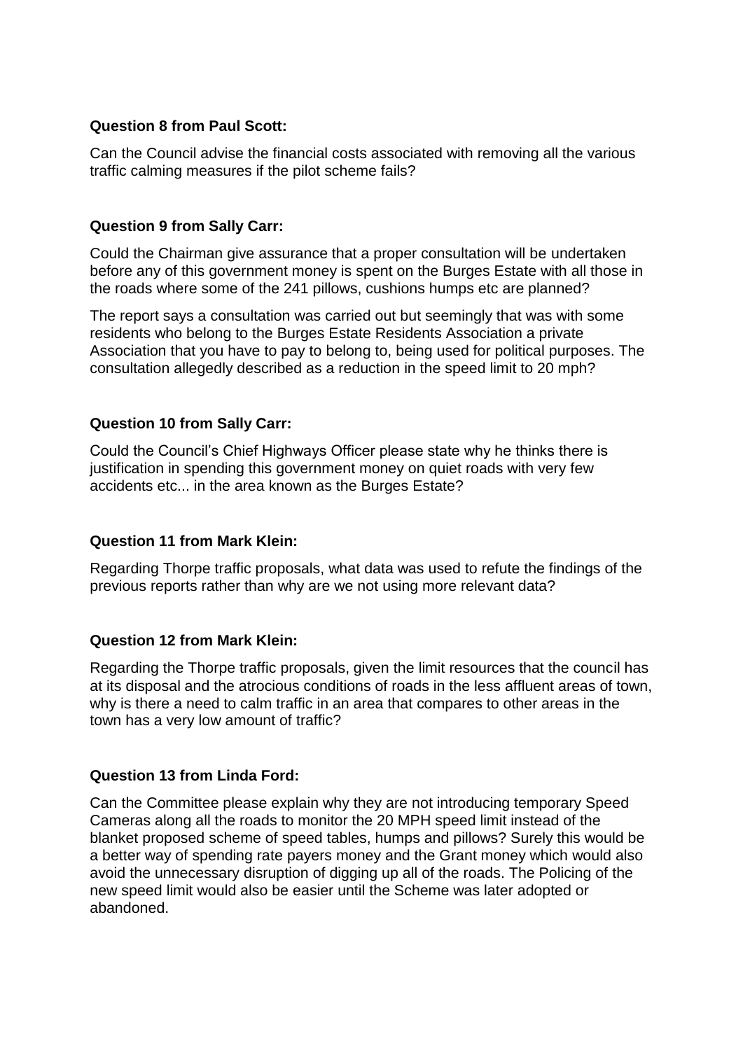**Question 8 from Paul Scott:**

Can the Council advise the financial costs associated with removing all the various traffic calming measures if the pilot scheme fails?

**Question 9 from Sally Carr:**

Could the Chairman give assurance that a proper consultation will be undertaken before any of this government money is spent on the Burges Estate with all those in the roads where some of the 241 pillows, cushions humps etc are planned?

The report says a consultation was carried out but seemingly that was with some residents who belong to the Burges Estate Residents Association a private Association that you have to pay to belong to, being used for political purposes. The consultation allegedly described as a reduction in the speed limit to 20 mph?

**Question 10 from Sally Carr:**

Could the Council's Chief Highways Officer please state why he thinks there is justification in spending this government money on quiet roads with very few accidents etc... in the area known as the Burges Estate?

**Question 11 from Mark Klein:**

Regarding Thorpe traffic proposals, what data was used to refute the findings of the previous reports rather than why are we not using more relevant data?

**Question 12 from Mark Klein:**

Regarding the Thorpe traffic proposals, given the limit resources that the council has at its disposal and the atrocious conditions of roads in the less affluent areas of town, why is there a need to calm traffic in an area that compares to other areas in the town has a very low amount of traffic?

**Question 13 from Linda Ford:**

Can the Committee please explain why they are not introducing temporary Speed Cameras along all the roads to monitor the 20 MPH speed limit instead of the blanket proposed scheme of speed tables, humps and pillows? Surely this would be a better way of spending rate payers money and the Grant money which would also avoid the unnecessary disruption of digging up all of the roads. The Policing of the new speed limit would also be easier until the Scheme was later adopted or abandoned.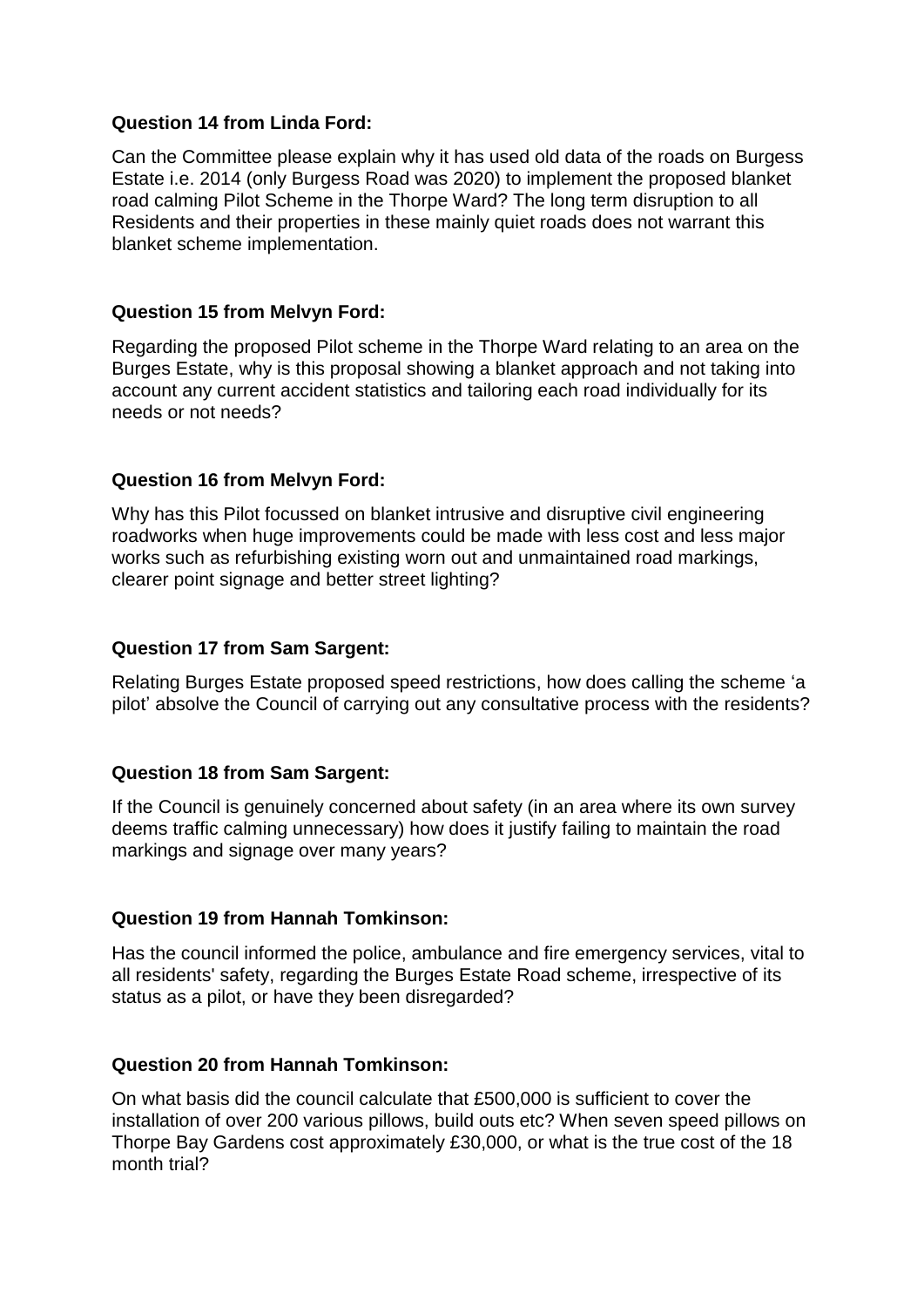**Question 14 from Linda Ford:**

Can the Committee please explain why it has used old data of the roads on Burgess Estate i.e. 2014 (only Burgess Road was 2020) to implement the proposed blanket road calming Pilot Scheme in the Thorpe Ward? The long term disruption to all Residents and their properties in these mainly quiet roads does not warrant this blanket scheme implementation.

**Question 15 from Melvyn Ford:**

Regarding the proposed Pilot scheme in the Thorpe Ward relating to an area on the Burges Estate, why is this proposal showing a blanket approach and not taking into account any current accident statistics and tailoring each road individually for its needs or not needs?

**Question 16 from Melvyn Ford:**

Why has this Pilot focussed on blanket intrusive and disruptive civil engineering roadworks when huge improvements could be made with less cost and less major works such as refurbishing existing worn out and unmaintained road markings, clearer point signage and better street lighting?

**Question 17 from Sam Sargent:**

Relating Burges Estate proposed speed restrictions, how does calling the scheme 'a pilot' absolve the Council of carrying out any consultative process with the residents?

**Question 18 from Sam Sargent:**

If the Council is genuinely concerned about safety (in an area where its own survey deems traffic calming unnecessary) how does it justify failing to maintain the road markings and signage over many years?

**Question 19 from Hannah Tomkinson:**

Has the council informed the police, ambulance and fire emergency services, vital to all residents' safety, regarding the Burges Estate Road scheme, irrespective of its status as a pilot, or have they been disregarded?

**Question 20 from Hannah Tomkinson:**

On what basis did the council calculate that £500,000 is sufficient to cover the installation of over 200 various pillows, build outs etc? When seven speed pillows on Thorpe Bay Gardens cost approximately £30,000, or what is the true cost of the 18 month trial?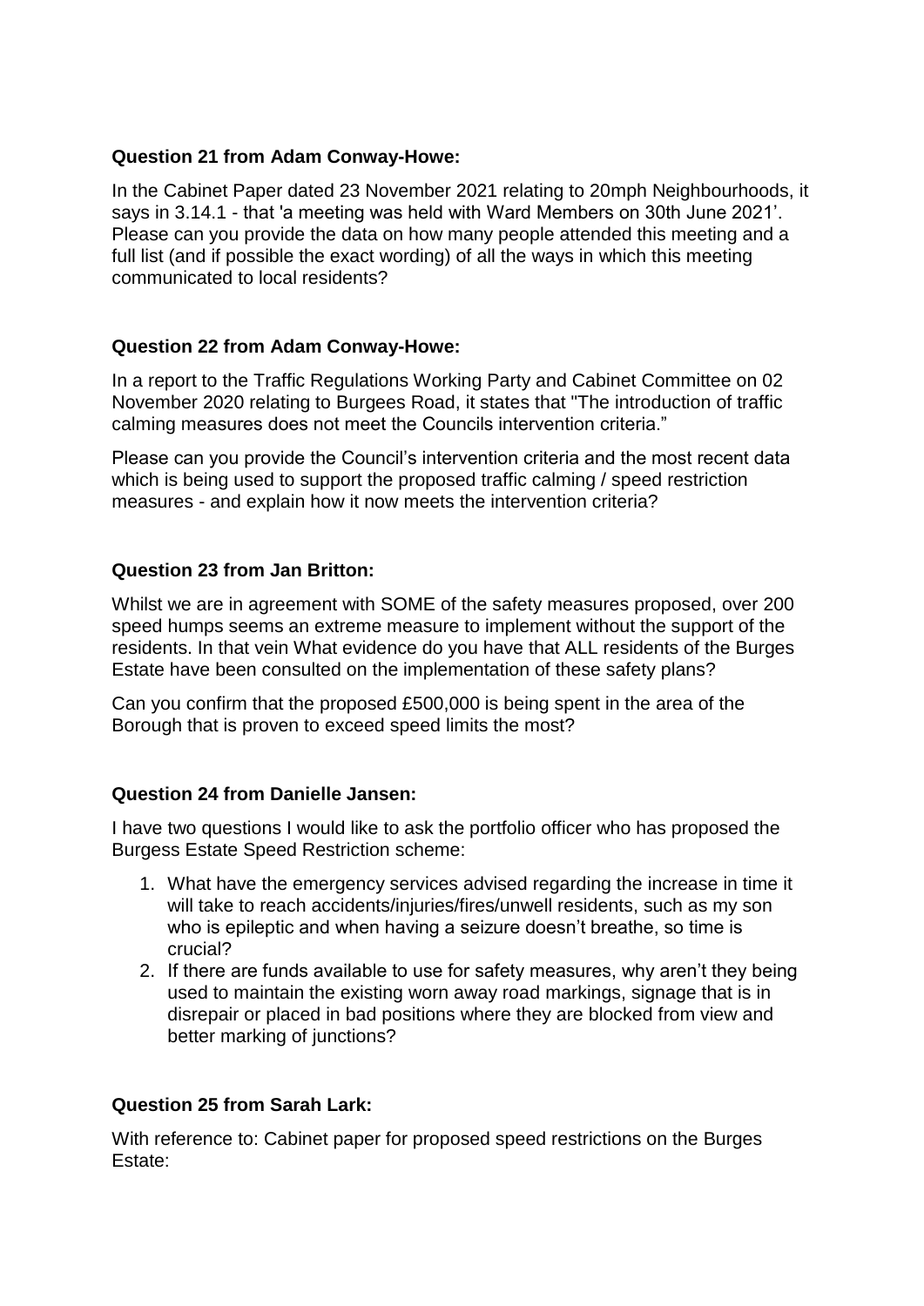**Question 21 from Adam Conway-Howe:**

In the Cabinet Paper dated 23 November 2021 relating to 20mph Neighbourhoods, it says in 3.14.1 - that 'a meeting was held with Ward Members on 30th June 2021'. Please can you provide the data on how many people attended this meeting and a full list (and if possible the exact wording) of all the ways in which this meeting communicated to local residents?

**Question 22 from Adam Conway-Howe:**

In a report to the Traffic Regulations Working Party and Cabinet Committee on 02 November 2020 relating to Burgees Road, it states that "The introduction of traffic calming measures does not meet the Councils intervention criteria."

Please can you provide the Council's intervention criteria and the most recent data which is being used to support the proposed traffic calming / speed restriction measures - and explain how it now meets the intervention criteria?

**Question 23 from Jan Britton:**

Whilst we are in agreement with SOME of the safety measures proposed, over 200 speed humps seems an extreme measure to implement without the support of the residents. In that vein What evidence do you have that ALL residents of the Burges Estate have been consulted on the implementation of these safety plans?

Can you confirm that the proposed £500,000 is being spent in the area of the Borough that is proven to exceed speed limits the most?

**Question 24 from Danielle Jansen:**

I have two questions I would like to ask the portfolio officer who has proposed the Burgess Estate Speed Restriction scheme:

1. What have the emergency services advised regarding the increase in time it will take to reach accidents/injuries/fires/unwell residents, such as my son who is epileptic and when having a seizure doesn't breathe, so time is crucial?
2. If there are funds available to use for safety measures, why aren't they being used to maintain the existing worn away road markings, signage that is in disrepair or placed in bad positions where they are blocked from view and better marking of junctions?

**Question 25 from Sarah Lark:**

With reference to: Cabinet paper for proposed speed restrictions on the Burges Estate: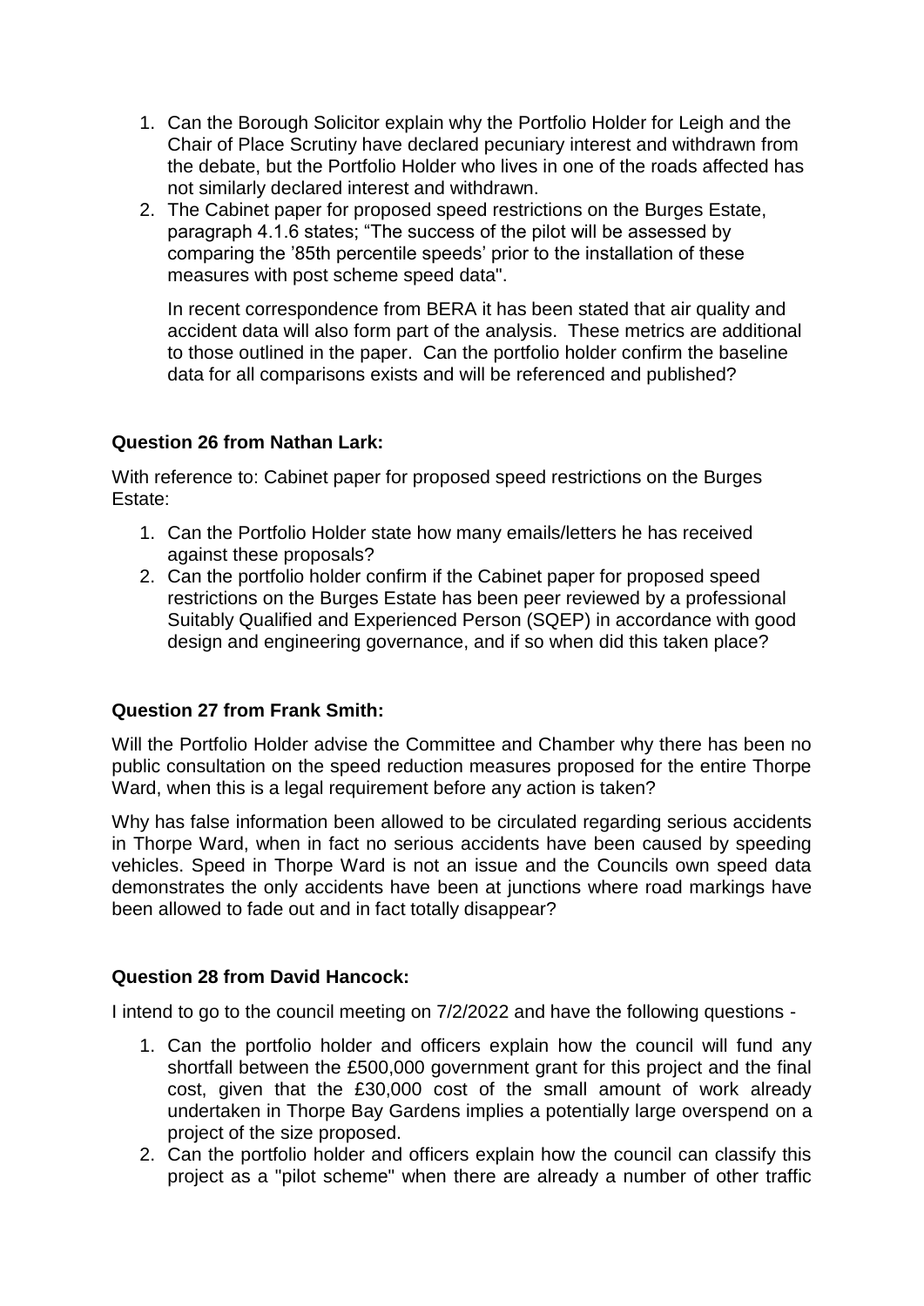1. Can the Borough Solicitor explain why the Portfolio Holder for Leigh and the Chair of Place Scrutiny have declared pecuniary interest and withdrawn from the debate, but the Portfolio Holder who lives in one of the roads affected has not similarly declared interest and withdrawn.
2. The Cabinet paper for proposed speed restrictions on the Burges Estate, paragraph 4.1.6 states; "The success of the pilot will be assessed by comparing the '85th percentile speeds' prior to the installation of these measures with post scheme speed data".

   In recent correspondence from BERA it has been stated that air quality and accident data will also form part of the analysis. These metrics are additional to those outlined in the paper. Can the portfolio holder confirm the baseline data for all comparisons exists and will be referenced and published?

**Question 26 from Nathan Lark:**

With reference to: Cabinet paper for proposed speed restrictions on the Burges Estate:

1. Can the Portfolio Holder state how many emails/letters he has received against these proposals?
2. Can the portfolio holder confirm if the Cabinet paper for proposed speed restrictions on the Burges Estate has been peer reviewed by a professional Suitably Qualified and Experienced Person (SQEP) in accordance with good design and engineering governance, and if so when did this taken place?

**Question 27 from Frank Smith:**

Will the Portfolio Holder advise the Committee and Chamber why there has been no public consultation on the speed reduction measures proposed for the entire Thorpe Ward, when this is a legal requirement before any action is taken?

Why has false information been allowed to be circulated regarding serious accidents in Thorpe Ward, when in fact no serious accidents have been caused by speeding vehicles. Speed in Thorpe Ward is not an issue and the Councils own speed data demonstrates the only accidents have been at junctions where road markings have been allowed to fade out and in fact totally disappear?

**Question 28 from David Hancock:**

I intend to go to the council meeting on 7/2/2022 and have the following questions -

1. Can the portfolio holder and officers explain how the council will fund any shortfall between the £500,000 government grant for this project and the final cost, given that the £30,000 cost of the small amount of work already undertaken in Thorpe Bay Gardens implies a potentially large overspend on a project of the size proposed.
2. Can the portfolio holder and officers explain how the council can classify this project as a "pilot scheme" when there are already a number of other traffic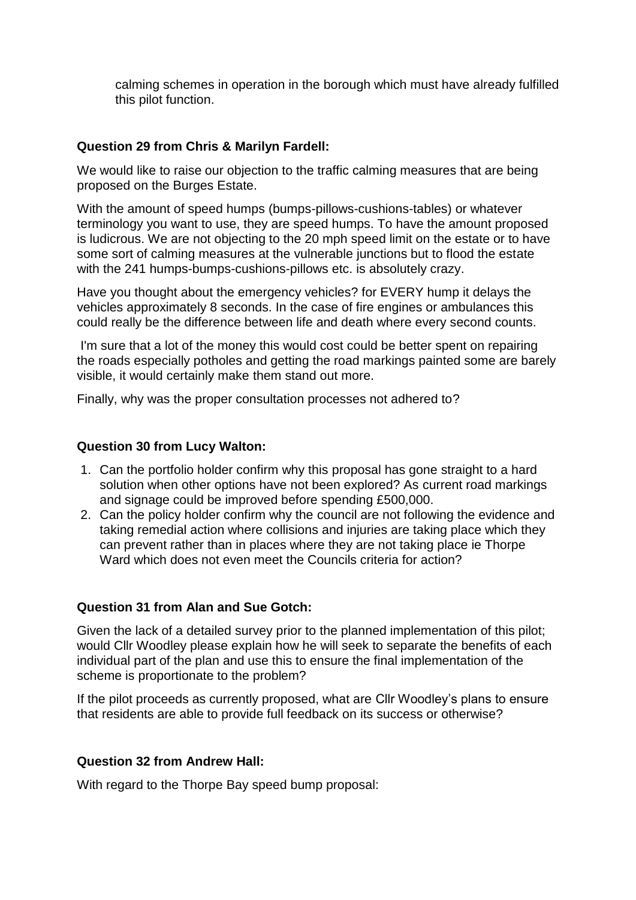calming schemes in operation in the borough which must have already fulfilled this pilot function.

**Question 29 from Chris & Marilyn Fardell:**

We would like to raise our objection to the traffic calming measures that are being proposed on the Burges Estate.

With the amount of speed humps (bumps-pillows-cushions-tables) or whatever terminology you want to use, they are speed humps. To have the amount proposed is ludicrous. We are not objecting to the 20 mph speed limit on the estate or to have some sort of calming measures at the vulnerable junctions but to flood the estate with the 241 humps-bumps-cushions-pillows etc. is absolutely crazy.

Have you thought about the emergency vehicles? for EVERY hump it delays the vehicles approximately 8 seconds. In the case of fire engines or ambulances this could really be the difference between life and death where every second counts.

I'm sure that a lot of the money this would cost could be better spent on repairing the roads especially potholes and getting the road markings painted some are barely visible, it would certainly make them stand out more.

Finally, why was the proper consultation processes not adhered to?

**Question 30 from Lucy Walton:**

1. Can the portfolio holder confirm why this proposal has gone straight to a hard solution when other options have not been explored? As current road markings and signage could be improved before spending £500,000.
2. Can the policy holder confirm why the council are not following the evidence and taking remedial action where collisions and injuries are taking place which they can prevent rather than in places where they are not taking place ie Thorpe Ward which does not even meet the Councils criteria for action?

**Question 31 from Alan and Sue Gotch:**

Given the lack of a detailed survey prior to the planned implementation of this pilot; would Cllr Woodley please explain how he will seek to separate the benefits of each individual part of the plan and use this to ensure the final implementation of the scheme is proportionate to the problem?

If the pilot proceeds as currently proposed, what are Cllr Woodley's plans to ensure that residents are able to provide full feedback on its success or otherwise?

**Question 32 from Andrew Hall:**

With regard to the Thorpe Bay speed bump proposal: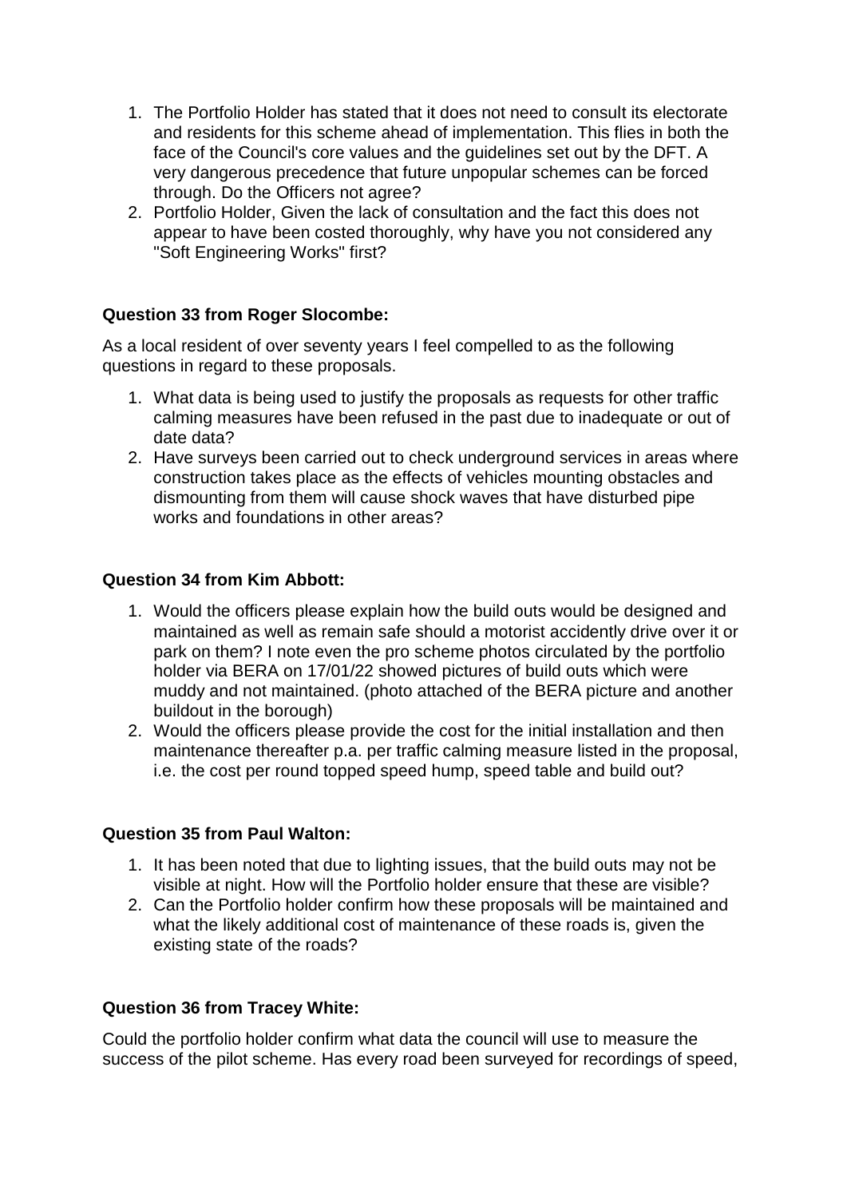1. The Portfolio Holder has stated that it does not need to consult its electorate and residents for this scheme ahead of implementation. This flies in both the face of the Council's core values and the guidelines set out by the DFT. A very dangerous precedence that future unpopular schemes can be forced through. Do the Officers not agree?
2. Portfolio Holder, Given the lack of consultation and the fact this does not appear to have been costed thoroughly, why have you not considered any "Soft Engineering Works" first?

**Question 33 from Roger Slocombe:**

As a local resident of over seventy years I feel compelled to as the following questions in regard to these proposals.

1. What data is being used to justify the proposals as requests for other traffic calming measures have been refused in the past due to inadequate or out of date data?
2. Have surveys been carried out to check underground services in areas where construction takes place as the effects of vehicles mounting obstacles and dismounting from them will cause shock waves that have disturbed pipe works and foundations in other areas?

**Question 34 from Kim Abbott:**

1. Would the officers please explain how the build outs would be designed and maintained as well as remain safe should a motorist accidently drive over it or park on them? I note even the pro scheme photos circulated by the portfolio holder via BERA on 17/01/22 showed pictures of build outs which were muddy and not maintained. (photo attached of the BERA picture and another buildout in the borough)
2. Would the officers please provide the cost for the initial installation and then maintenance thereafter p.a. per traffic calming measure listed in the proposal, i.e. the cost per round topped speed hump, speed table and build out?

**Question 35 from Paul Walton:**

1. It has been noted that due to lighting issues, that the build outs may not be visible at night. How will the Portfolio holder ensure that these are visible?
2. Can the Portfolio holder confirm how these proposals will be maintained and what the likely additional cost of maintenance of these roads is, given the existing state of the roads?

**Question 36 from Tracey White:**

Could the portfolio holder confirm what data the council will use to measure the success of the pilot scheme. Has every road been surveyed for recordings of speed,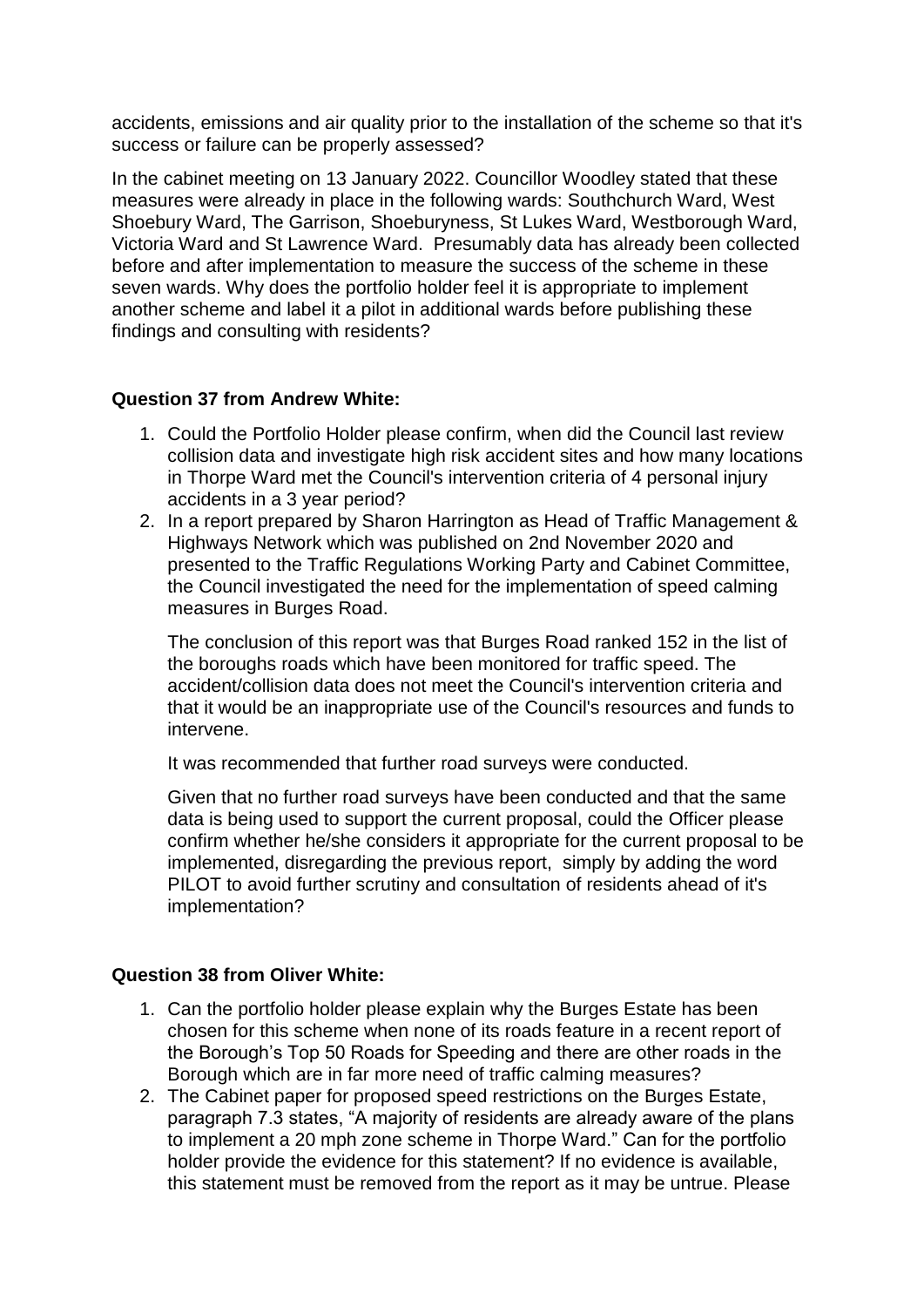accidents, emissions and air quality prior to the installation of the scheme so that it's success or failure can be properly assessed?

In the cabinet meeting on 13 January 2022. Councillor Woodley stated that these measures were already in place in the following wards: Southchurch Ward, West Shoebury Ward, The Garrison, Shoeburyness, St Lukes Ward, Westborough Ward, Victoria Ward and St Lawrence Ward.  Presumably data has already been collected before and after implementation to measure the success of the scheme in these seven wards. Why does the portfolio holder feel it is appropriate to implement another scheme and label it a pilot in additional wards before publishing these findings and consulting with residents?

**Question 37 from Andrew White:**

1. Could the Portfolio Holder please confirm, when did the Council last review collision data and investigate high risk accident sites and how many locations in Thorpe Ward met the Council's intervention criteria of 4 personal injury accidents in a 3 year period?
2. In a report prepared by Sharon Harrington as Head of Traffic Management & Highways Network which was published on 2nd November 2020 and presented to the Traffic Regulations Working Party and Cabinet Committee, the Council investigated the need for the implementation of speed calming measures in Burges Road.

   The conclusion of this report was that Burges Road ranked 152 in the list of the boroughs roads which have been monitored for traffic speed. The accident/collision data does not meet the Council's intervention criteria and that it would be an inappropriate use of the Council's resources and funds to intervene.

   It was recommended that further road surveys were conducted.

   Given that no further road surveys have been conducted and that the same data is being used to support the current proposal, could the Officer please confirm whether he/she considers it appropriate for the current proposal to be implemented, disregarding the previous report,  simply by adding the word PILOT to avoid further scrutiny and consultation of residents ahead of it's implementation?

**Question 38 from Oliver White:**

1. Can the portfolio holder please explain why the Burges Estate has been chosen for this scheme when none of its roads feature in a recent report of the Borough's Top 50 Roads for Speeding and there are other roads in the Borough which are in far more need of traffic calming measures?
2. The Cabinet paper for proposed speed restrictions on the Burges Estate, paragraph 7.3 states, "A majority of residents are already aware of the plans to implement a 20 mph zone scheme in Thorpe Ward." Can for the portfolio holder provide the evidence for this statement? If no evidence is available, this statement must be removed from the report as it may be untrue. Please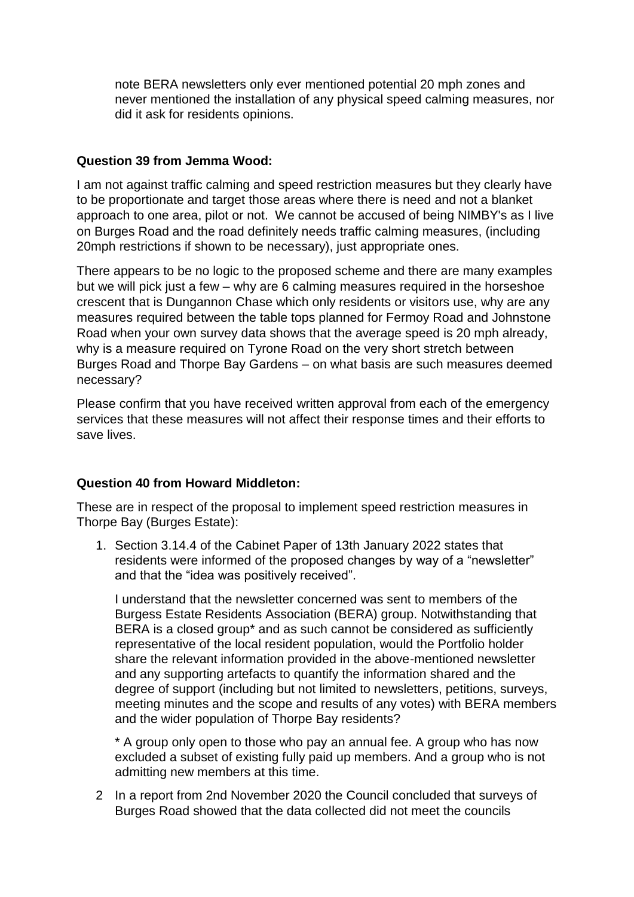note BERA newsletters only ever mentioned potential 20 mph zones and never mentioned the installation of any physical speed calming measures, nor did it ask for residents opinions.

**Question 39 from Jemma Wood:**

I am not against traffic calming and speed restriction measures but they clearly have to be proportionate and target those areas where there is need and not a blanket approach to one area, pilot or not. We cannot be accused of being NIMBY's as I live on Burges Road and the road definitely needs traffic calming measures, (including 20mph restrictions if shown to be necessary), just appropriate ones.

There appears to be no logic to the proposed scheme and there are many examples but we will pick just a few – why are 6 calming measures required in the horseshoe crescent that is Dungannon Chase which only residents or visitors use, why are any measures required between the table tops planned for Fermoy Road and Johnstone Road when your own survey data shows that the average speed is 20 mph already, why is a measure required on Tyrone Road on the very short stretch between Burges Road and Thorpe Bay Gardens – on what basis are such measures deemed necessary?

Please confirm that you have received written approval from each of the emergency services that these measures will not affect their response times and their efforts to save lives.

**Question 40 from Howard Middleton:**

These are in respect of the proposal to implement speed restriction measures in Thorpe Bay (Burges Estate):

1. Section 3.14.4 of the Cabinet Paper of 13th January 2022 states that residents were informed of the proposed changes by way of a "newsletter" and that the "idea was positively received".

   I understand that the newsletter concerned was sent to members of the Burgess Estate Residents Association (BERA) group. Notwithstanding that BERA is a closed group* and as such cannot be considered as sufficiently representative of the local resident population, would the Portfolio holder share the relevant information provided in the above-mentioned newsletter and any supporting artefacts to quantify the information shared and the degree of support (including but not limited to newsletters, petitions, surveys, meeting minutes and the scope and results of any votes) with BERA members and the wider population of Thorpe Bay residents?

   * A group only open to those who pay an annual fee. A group who has now excluded a subset of existing fully paid up members. And a group who is not admitting new members at this time.

2. In a report from 2nd November 2020 the Council concluded that surveys of Burges Road showed that the data collected did not meet the councils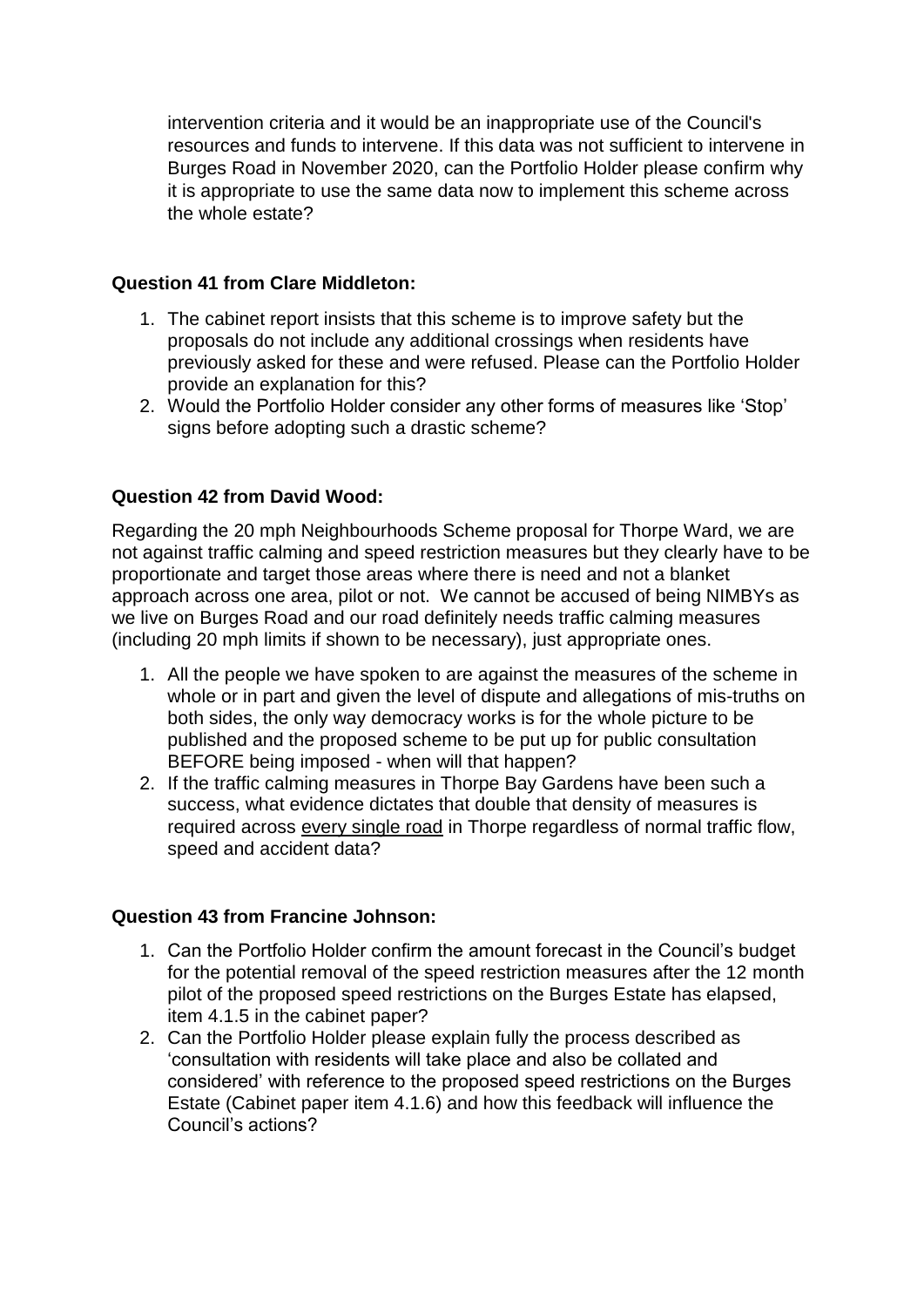intervention criteria and it would be an inappropriate use of the Council's resources and funds to intervene. If this data was not sufficient to intervene in Burges Road in November 2020, can the Portfolio Holder please confirm why it is appropriate to use the same data now to implement this scheme across the whole estate?

**Question 41 from Clare Middleton:**

1. The cabinet report insists that this scheme is to improve safety but the proposals do not include any additional crossings when residents have previously asked for these and were refused. Please can the Portfolio Holder provide an explanation for this?
2. Would the Portfolio Holder consider any other forms of measures like 'Stop' signs before adopting such a drastic scheme?

**Question 42 from David Wood:**

Regarding the 20 mph Neighbourhoods Scheme proposal for Thorpe Ward, we are not against traffic calming and speed restriction measures but they clearly have to be proportionate and target those areas where there is need and not a blanket approach across one area, pilot or not. We cannot be accused of being NIMBYs as we live on Burges Road and our road definitely needs traffic calming measures (including 20 mph limits if shown to be necessary), just appropriate ones.

1. All the people we have spoken to are against the measures of the scheme in whole or in part and given the level of dispute and allegations of mis-truths on both sides, the only way democracy works is for the whole picture to be published and the proposed scheme to be put up for public consultation BEFORE being imposed - when will that happen?
2. If the traffic calming measures in Thorpe Bay Gardens have been such a success, what evidence dictates that double that density of measures is required across <u>every single road</u> in Thorpe regardless of normal traffic flow, speed and accident data?

**Question 43 from Francine Johnson:**

1. Can the Portfolio Holder confirm the amount forecast in the Council's budget for the potential removal of the speed restriction measures after the 12 month pilot of the proposed speed restrictions on the Burges Estate has elapsed, item 4.1.5 in the cabinet paper?
2. Can the Portfolio Holder please explain fully the process described as 'consultation with residents will take place and also be collated and considered' with reference to the proposed speed restrictions on the Burges Estate (Cabinet paper item 4.1.6) and how this feedback will influence the Council's actions?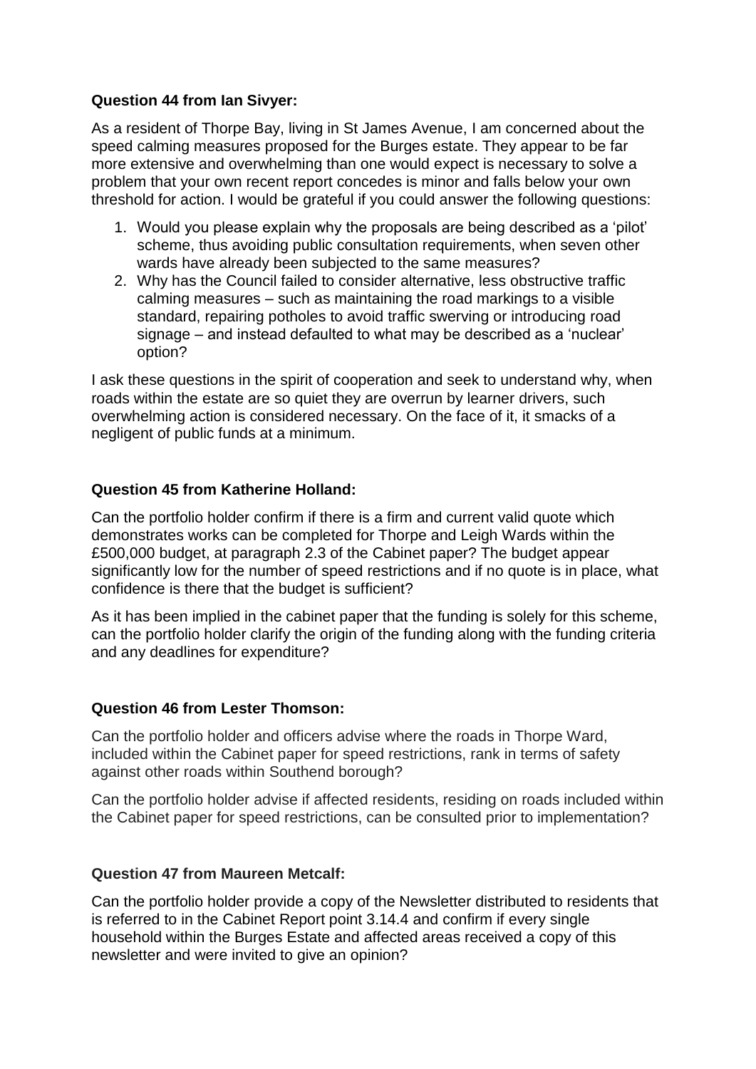**Question 44 from Ian Sivyer:**

As a resident of Thorpe Bay, living in St James Avenue, I am concerned about the speed calming measures proposed for the Burges estate. They appear to be far more extensive and overwhelming than one would expect is necessary to solve a problem that your own recent report concedes is minor and falls below your own threshold for action. I would be grateful if you could answer the following questions:

1. Would you please explain why the proposals are being described as a 'pilot' scheme, thus avoiding public consultation requirements, when seven other wards have already been subjected to the same measures?
2. Why has the Council failed to consider alternative, less obstructive traffic calming measures – such as maintaining the road markings to a visible standard, repairing potholes to avoid traffic swerving or introducing road signage – and instead defaulted to what may be described as a 'nuclear' option?

I ask these questions in the spirit of cooperation and seek to understand why, when roads within the estate are so quiet they are overrun by learner drivers, such overwhelming action is considered necessary. On the face of it, it smacks of a negligent of public funds at a minimum.

**Question 45 from Katherine Holland:**

Can the portfolio holder confirm if there is a firm and current valid quote which demonstrates works can be completed for Thorpe and Leigh Wards within the £500,000 budget, at paragraph 2.3 of the Cabinet paper? The budget appear significantly low for the number of speed restrictions and if no quote is in place, what confidence is there that the budget is sufficient?

As it has been implied in the cabinet paper that the funding is solely for this scheme, can the portfolio holder clarify the origin of the funding along with the funding criteria and any deadlines for expenditure?

**Question 46 from Lester Thomson:**

Can the portfolio holder and officers advise where the roads in Thorpe Ward, included within the Cabinet paper for speed restrictions, rank in terms of safety against other roads within Southend borough?

Can the portfolio holder advise if affected residents, residing on roads included within the Cabinet paper for speed restrictions, can be consulted prior to implementation?

**Question 47 from Maureen Metcalf:**

Can the portfolio holder provide a copy of the Newsletter distributed to residents that is referred to in the Cabinet Report point 3.14.4 and confirm if every single household within the Burges Estate and affected areas received a copy of this newsletter and were invited to give an opinion?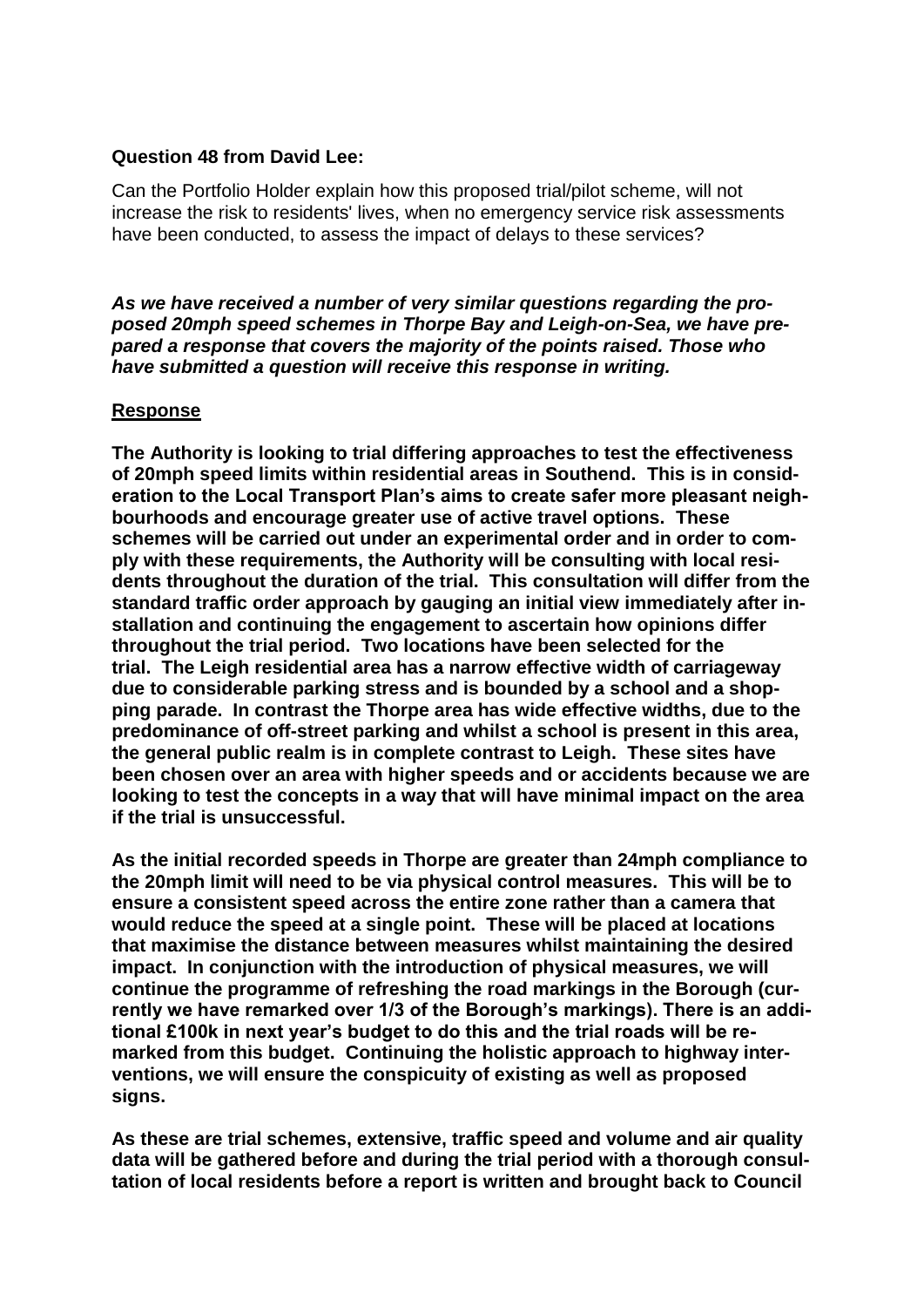**Question 48 from David Lee:**

Can the Portfolio Holder explain how this proposed trial/pilot scheme, will not increase the risk to residents' lives, when no emergency service risk assessments have been conducted, to assess the impact of delays to these services?

***As we have received a number of very similar questions regarding the proposed 20mph speed schemes in Thorpe Bay and Leigh-on-Sea, we have prepared a response that covers the majority of the points raised. Those who have submitted a question will receive this response in writing.***

**Response**

**The Authority is looking to trial differing approaches to test the effectiveness of 20mph speed limits within residential areas in Southend. This is in consideration to the Local Transport Plan's aims to create safer more pleasant neighbourhoods and encourage greater use of active travel options. These schemes will be carried out under an experimental order and in order to comply with these requirements, the Authority will be consulting with local residents throughout the duration of the trial. This consultation will differ from the standard traffic order approach by gauging an initial view immediately after installation and continuing the engagement to ascertain how opinions differ throughout the trial period. Two locations have been selected for the trial. The Leigh residential area has a narrow effective width of carriageway due to considerable parking stress and is bounded by a school and a shopping parade. In contrast the Thorpe area has wide effective widths, due to the predominance of off-street parking and whilst a school is present in this area, the general public realm is in complete contrast to Leigh. These sites have been chosen over an area with higher speeds and or accidents because we are looking to test the concepts in a way that will have minimal impact on the area if the trial is unsuccessful.**

**As the initial recorded speeds in Thorpe are greater than 24mph compliance to the 20mph limit will need to be via physical control measures. This will be to ensure a consistent speed across the entire zone rather than a camera that would reduce the speed at a single point. These will be placed at locations that maximise the distance between measures whilst maintaining the desired impact. In conjunction with the introduction of physical measures, we will continue the programme of refreshing the road markings in the Borough (currently we have remarked over 1/3 of the Borough's markings). There is an additional £100k in next year's budget to do this and the trial roads will be remarked from this budget. Continuing the holistic approach to highway interventions, we will ensure the conspicuity of existing as well as proposed signs.**

**As these are trial schemes, extensive, traffic speed and volume and air quality data will be gathered before and during the trial period with a thorough consultation of local residents before a report is written and brought back to Council**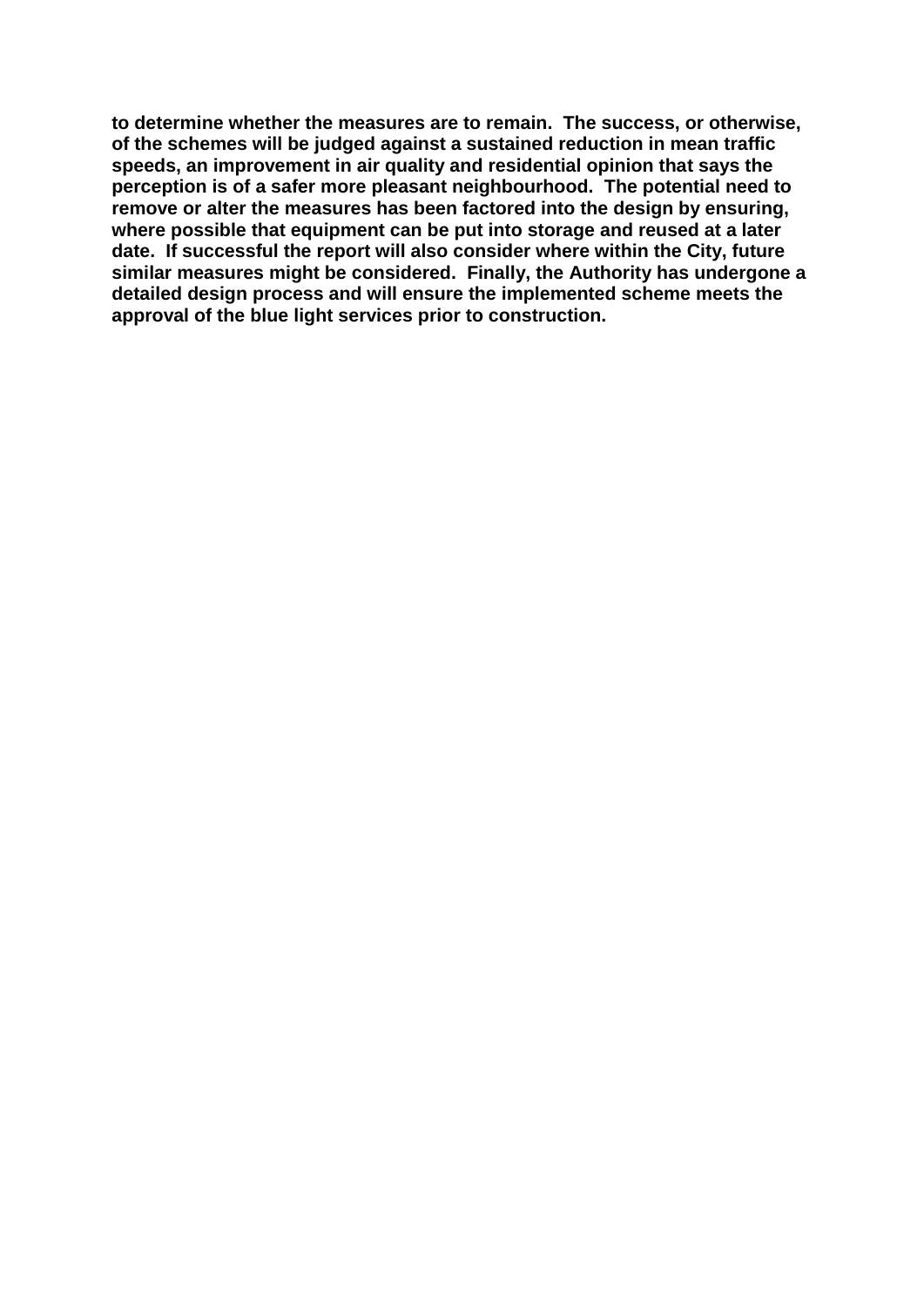**to determine whether the measures are to remain. The success, or otherwise, of the schemes will be judged against a sustained reduction in mean traffic speeds, an improvement in air quality and residential opinion that says the perception is of a safer more pleasant neighbourhood. The potential need to remove or alter the measures has been factored into the design by ensuring, where possible that equipment can be put into storage and reused at a later date. If successful the report will also consider where within the City, future similar measures might be considered. Finally, the Authority has undergone a detailed design process and will ensure the implemented scheme meets the approval of the blue light services prior to construction.**